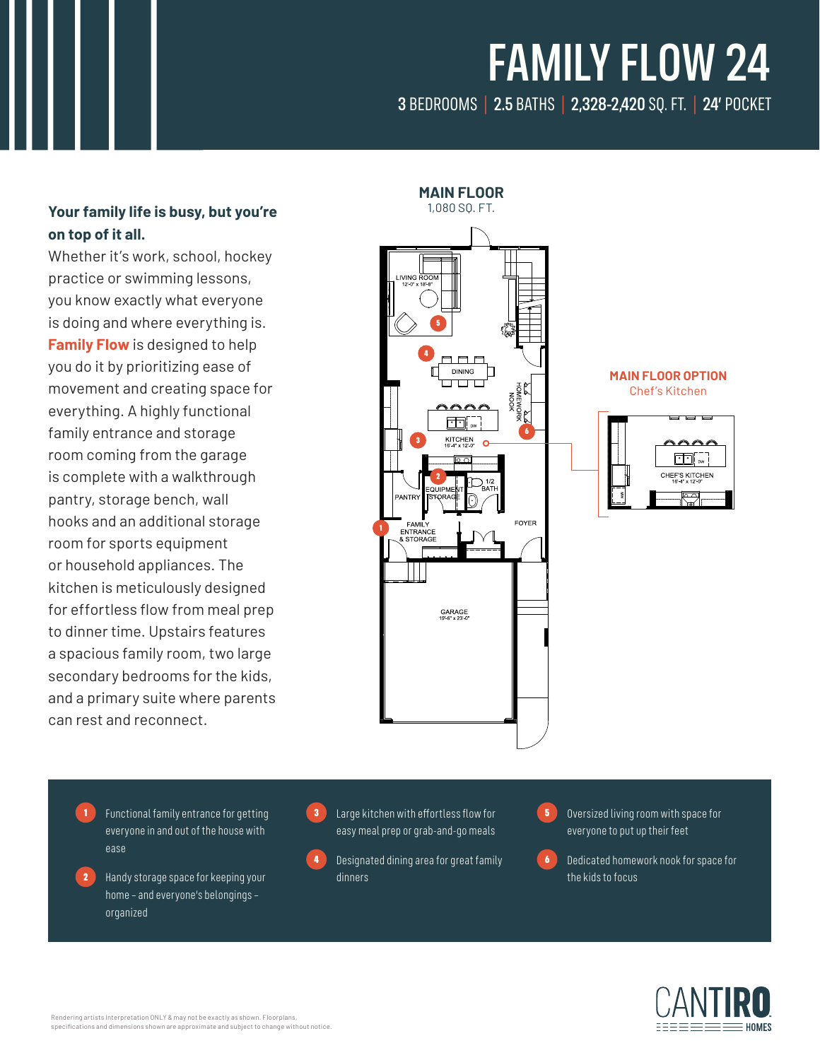# FAMILY FLOW 24

**3** BEDROOMS | **2.5** BATHS | **2,328-2,420** SQ. FT. | **24'** POCKET

**Your family life is busy, but you're on top of it all.**

Whether it's work, school, hockey practice or swimming lessons, you know exactly what everyone is doing and where everything is. **Family Flow** is designed to help you do it by prioritizing ease of movement and creating space for everything. A highly functional family entrance and storage room coming from the garage is complete with a walkthrough pantry, storage bench, wall hooks and an additional storage room for sports equipment or household appliances. The kitchen is meticulously designed for effortless flow from meal prep to dinner time. Upstairs features a spacious family room, two large secondary bedrooms for the kids, and a primary suite where parents can rest and reconnect.

## MAIN FLOOR

1,080 SQ. FT.

LIVING ROOM 12'-0" x 18'-8"

DINING

HOMEWORK NOOK

KITCHEN 16'-4" x 12'-0"

PANTRY

EQUIPMENT STORAGE

1/2 BATH

FAMILY ENTRANCE & STORAGE

FOYER

GARAGE 19'-6" x 23'-0"

## MAIN FLOOR OPTION

Chef's Kitchen

CHEF'S KITCHEN 16'-4" x 12'-0"

1. Functional family entrance for getting everyone in and out of the house with ease
2. Handy storage space for keeping your home – and everyone's belongings – organized
3. Large kitchen with effortless flow for easy meal prep or grab-and-go meals
4. Designated dining area for great family dinners
5. Oversized living room with space for everyone to put up their feet
6. Dedicated homework nook for space for the kids to focus

Rendering artists interpretation ONLY & may not be exactly as shown. Floorplans, specifications and dimensions shown are approximate and subject to change without notice.

CANTIRO HOMES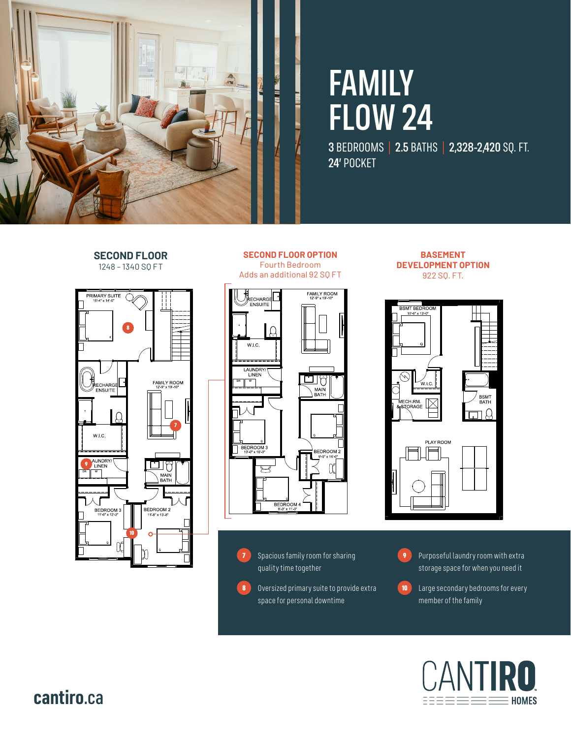# FAMILY FLOW 24

3 BEDROOMS | 2.5 BATHS | 2,328-2,420 SQ. FT.
24' POCKET

## SECOND FLOOR

1248 – 1340 SQ FT

PRIMARY SUITE
15'-4" x 14'-0"

RECHARGE ENSUITE

W.I.C.

LAUNDRY/ LINEN

FAMILY ROOM
12'-9" x 19'-10"

MAIN BATH

BEDROOM 3
11'-0" x 12'-2"

BEDROOM 2
11'-8" x 13'-8"

## SECOND FLOOR OPTION

Fourth Bedroom
Adds an additional 92 SQ FT

RECHARGE ENSUITE

W.I.C.

LAUNDRY/ LINEN

FAMILY ROOM
12'-9" x 19'-10"

MAIN BATH

BEDROOM 3
10'-0" x 10'-0"

BEDROOM 2
9'-0" x 16'-0"

BEDROOM 4
9'-0" x 11'-0"

## BASEMENT DEVELOPMENT OPTION

922 SQ. FT.

BSMT BEDROOM
10'-0" x 13'-0"

W.I.C.

MECH.RM. & STORAGE

BSMT BATH

PLAY ROOM

7. Spacious family room for sharing quality time together
8. Oversized primary suite to provide extra space for personal downtime
9. Purposeful laundry room with extra storage space for when you need it
10. Large secondary bedrooms for every member of the family

cantiro.ca

CANTIRO HOMES